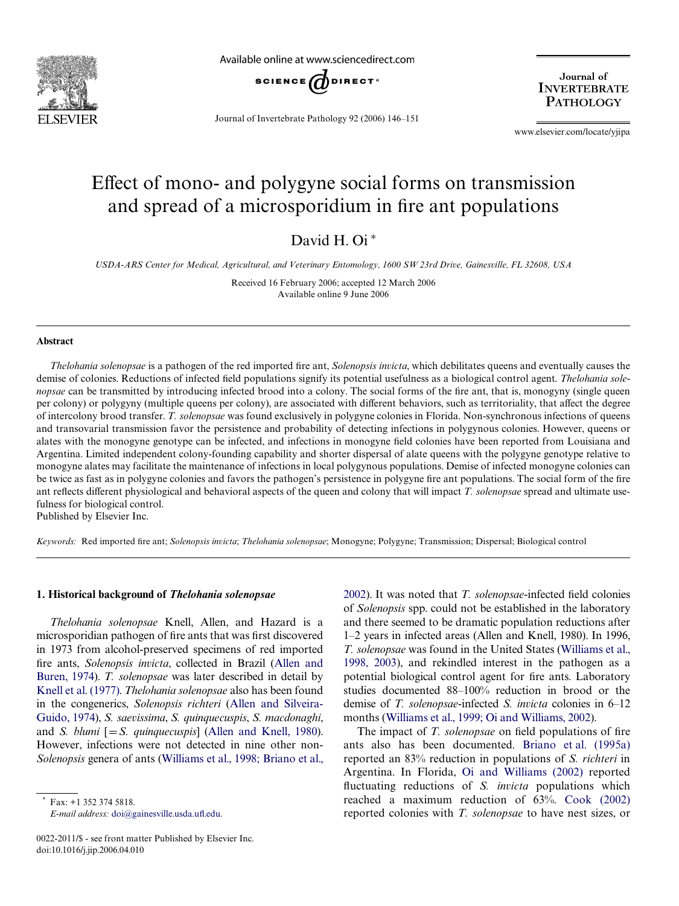# Effect of mono- and polygyne social forms on transmission and spread of a microsporidium in fire ant populations

David H. Oi *

*USDA-ARS Center for Medical, Agricultural, and Veterinary Entomology, 1600 SW 23rd Drive, Gainesville, FL 32608, USA*

Received 16 February 2006; accepted 12 March 2006
Available online 9 June 2006

## Abstract

*Thelohania solenopsae* is a pathogen of the red imported fire ant, *Solenopsis invicta*, which debilitates queens and eventually causes the demise of colonies. Reductions of infected field populations signify its potential usefulness as a biological control agent. *Thelohania solenopsae* can be transmitted by introducing infected brood into a colony. The social forms of the fire ant, that is, monogyny (single queen per colony) or polygyny (multiple queens per colony), are associated with different behaviors, such as territoriality, that affect the degree of intercolony brood transfer. *T. solenopsae* was found exclusively in polygyne colonies in Florida. Non-synchronous infections of queens and transovarial transmission favor the persistence and probability of detecting infections in polygynous colonies. However, queens or alates with the monogyne genotype can be infected, and infections in monogyne field colonies have been reported from Louisiana and Argentina. Limited independent colony-founding capability and shorter dispersal of alate queens with the polygyne genotype relative to monogyne alates may facilitate the maintenance of infections in local polygynous populations. Demise of infected monogyne colonies can be twice as fast as in polygyne colonies and favors the pathogen's persistence in polygyne fire ant populations. The social form of the fire ant reflects different physiological and behavioral aspects of the queen and colony that will impact *T. solenopsae* spread and ultimate usefulness for biological control.
Published by Elsevier Inc.

*Keywords:* Red imported fire ant; *Solenopsis invicta*; *Thelohania solenopsae*; Monogyne; Polygyne; Transmission; Dispersal; Biological control

## 1. Historical background of *Thelohania solenopsae*

*Thelohania solenopsae* Knell, Allen, and Hazard is a microsporidian pathogen of fire ants that was first discovered in 1973 from alcohol-preserved specimens of red imported fire ants, *Solenopsis invicta*, collected in Brazil (Allen and Buren, 1974). *T. solenopsae* was later described in detail by Knell et al. (1977). *Thelohania solenopsae* also has been found in the congenerics, *Solenopsis richteri* (Allen and Silveira-Guido, 1974), *S. saevissima*, *S. quinquecuspis*, *S. macdonaghi*, and *S. blumi* [= *S. quinquecuspis*] (Allen and Knell, 1980). However, infections were not detected in nine other non-*Solenopsis* genera of ants (Williams et al., 1998; Briano et al., 2002). It was noted that *T. solenopsae*-infected field colonies of *Solenopsis* spp. could not be established in the laboratory and there seemed to be dramatic population reductions after 1–2 years in infected areas (Allen and Knell, 1980). In 1996, *T. solenopsae* was found in the United States (Williams et al., 1998, 2003), and rekindled interest in the pathogen as a potential biological control agent for fire ants. Laboratory studies documented 88–100% reduction in brood or the demise of *T. solenopsae*-infected *S. invicta* colonies in 6–12 months (Williams et al., 1999; Oi and Williams, 2002).

The impact of *T. solenopsae* on field populations of fire ants also has been documented. Briano et al. (1995a) reported an 83% reduction in populations of *S. richteri* in Argentina. In Florida, Oi and Williams (2002) reported fluctuating reductions of *S. invicta* populations which reached a maximum reduction of 63%. Cook (2002) reported colonies with *T. solenopsae* to have nest sizes, or

---

* Fax: +1 352 374 5818.
*E-mail address:* doi@gainesville.usda.ufl.edu.

0022-2011/$ - see front matter Published by Elsevier Inc.
doi:10.1016/j.jip.2006.04.010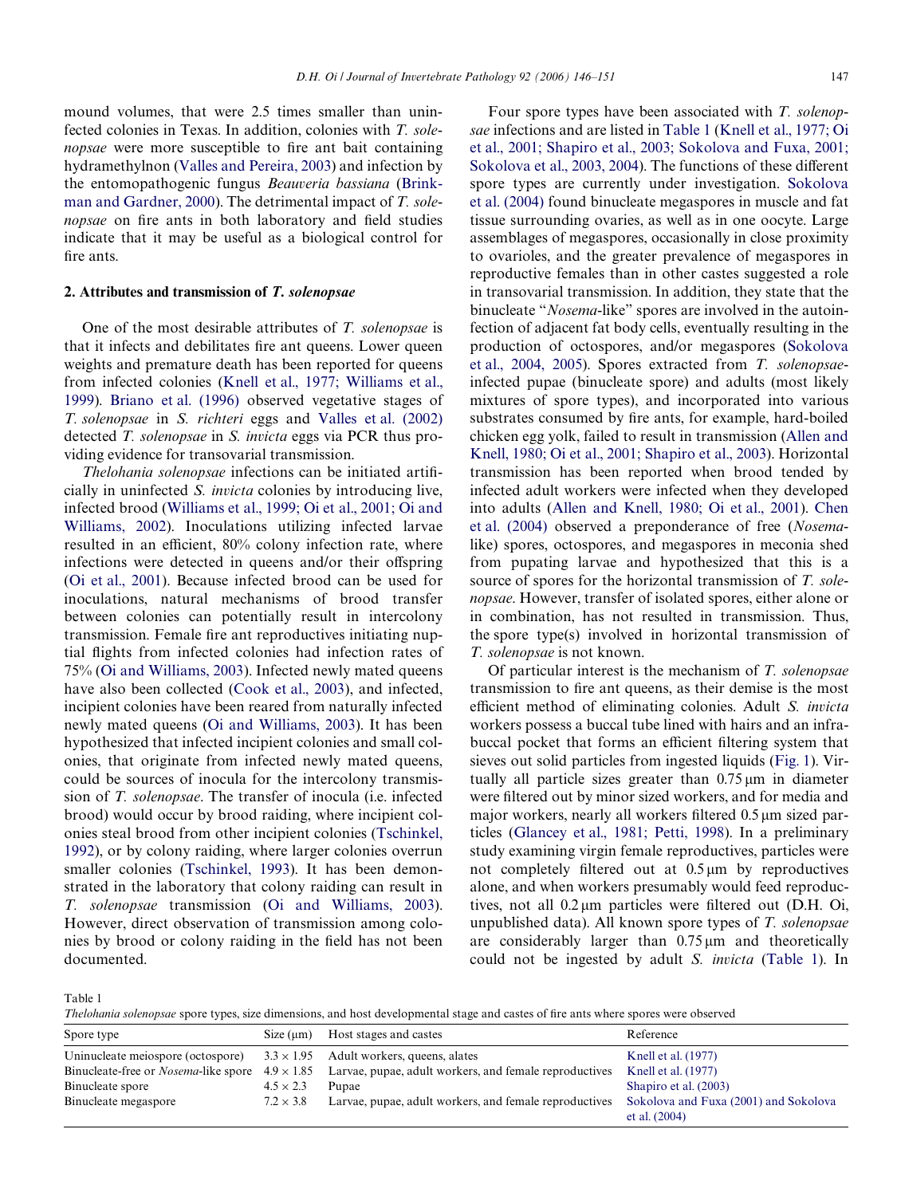mound volumes, that were 2.5 times smaller than uninfected colonies in Texas. In addition, colonies with *T. solenopsae* were more susceptible to fire ant bait containing hydramethylnon (Valles and Pereira, 2003) and infection by the entomopathogenic fungus *Beauveria bassiana* (Brinkman and Gardner, 2000). The detrimental impact of *T. solenopsae* on fire ants in both laboratory and field studies indicate that it may be useful as a biological control for fire ants.

## 2. Attributes and transmission of *T. solenopsae*

One of the most desirable attributes of *T. solenopsae* is that it infects and debilitates fire ant queens. Lower queen weights and premature death has been reported for queens from infected colonies (Knell et al., 1977; Williams et al., 1999). Briano et al. (1996) observed vegetative stages of *T. solenopsae* in *S. richteri* eggs and Valles et al. (2002) detected *T. solenopsae* in *S. invicta* eggs via PCR thus providing evidence for transovarial transmission.

*Thelohania solenopsae* infections can be initiated artificially in uninfected *S. invicta* colonies by introducing live, infected brood (Williams et al., 1999; Oi et al., 2001; Oi and Williams, 2002). Inoculations utilizing infected larvae resulted in an efficient, 80% colony infection rate, where infections were detected in queens and/or their offspring (Oi et al., 2001). Because infected brood can be used for inoculations, natural mechanisms of brood transfer between colonies can potentially result in intercolony transmission. Female fire ant reproductives initiating nuptial flights from infected colonies had infection rates of 75% (Oi and Williams, 2003). Infected newly mated queens have also been collected (Cook et al., 2003), and infected, incipient colonies have been reared from naturally infected newly mated queens (Oi and Williams, 2003). It has been hypothesized that infected incipient colonies and small colonies, that originate from infected newly mated queens, could be sources of inocula for the intercolony transmission of *T. solenopsae*. The transfer of inocula (i.e. infected brood) would occur by brood raiding, where incipient colonies steal brood from other incipient colonies (Tschinkel, 1992), or by colony raiding, where larger colonies overrun smaller colonies (Tschinkel, 1993). It has been demonstrated in the laboratory that colony raiding can result in *T. solenopsae* transmission (Oi and Williams, 2003). However, direct observation of transmission among colonies by brood or colony raiding in the field has not been documented.

Four spore types have been associated with *T. solenopsae* infections and are listed in Table 1 (Knell et al., 1977; Oi et al., 2001; Shapiro et al., 2003; Sokolova and Fuxa, 2001; Sokolova et al., 2003, 2004). The functions of these different spore types are currently under investigation. Sokolova et al. (2004) found binucleate megaspores in muscle and fat tissue surrounding ovaries, as well as in one oocyte. Large assemblages of megaspores, occasionally in close proximity to ovarioles, and the greater prevalence of megaspores in reproductive females than in other castes suggested a role in transovarial transmission. In addition, they state that the binucleate "*Nosema*-like" spores are involved in the autoinfection of adjacent fat body cells, eventually resulting in the production of octospores, and/or megaspores (Sokolova et al., 2004, 2005). Spores extracted from *T. solenopsae*-infected pupae (binucleate spore) and adults (most likely mixtures of spore types), and incorporated into various substrates consumed by fire ants, for example, hard-boiled chicken egg yolk, failed to result in transmission (Allen and Knell, 1980; Oi et al., 2001; Shapiro et al., 2003). Horizontal transmission has been reported when brood tended by infected adult workers were infected when they developed into adults (Allen and Knell, 1980; Oi et al., 2001). Chen et al. (2004) observed a preponderance of free (*Nosema*-like) spores, octospores, and megaspores in meconia shed from pupating larvae and hypothesized that this is a source of spores for the horizontal transmission of *T. solenopsae*. However, transfer of isolated spores, either alone or in combination, has not resulted in transmission. Thus, the spore type(s) involved in horizontal transmission of *T. solenopsae* is not known.

Of particular interest is the mechanism of *T. solenopsae* transmission to fire ant queens, as their demise is the most efficient method of eliminating colonies. Adult *S. invicta* workers possess a buccal tube lined with hairs and an infrabuccal pocket that forms an efficient filtering system that sieves out solid particles from ingested liquids (Fig. 1). Virtually all particle sizes greater than 0.75 μm in diameter were filtered out by minor sized workers, and for media and major workers, nearly all workers filtered 0.5 μm sized particles (Glancey et al., 1981; Petti, 1998). In a preliminary study examining virgin female reproductives, particles were not completely filtered out at 0.5 μm by reproductives alone, and when workers presumably would feed reproductives, not all 0.2 μm particles were filtered out (D.H. Oi, unpublished data). All known spore types of *T. solenopsae* are considerably larger than 0.75 μm and theoretically could not be ingested by adult *S. invicta* (Table 1). In

Table 1
*Thelohania solenopsae* spore types, size dimensions, and host developmental stage and castes of fire ants where spores were observed

| Spore type | Size (μm) | Host stages and castes | Reference |
|---|---|---|---|
| Uninucleate meiospore (octospore) | 3.3 × 1.95 | Adult workers, queens, alates | Knell et al. (1977) |
| Binucleate-free or *Nosema*-like spore | 4.9 × 1.85 | Larvae, pupae, adult workers, and female reproductives | Knell et al. (1977) |
| Binucleate spore | 4.5 × 2.3 | Pupae | Shapiro et al. (2003) |
| Binucleate megaspore | 7.2 × 3.8 | Larvae, pupae, adult workers, and female reproductives | Sokolova and Fuxa (2001) and Sokolova et al. (2004) |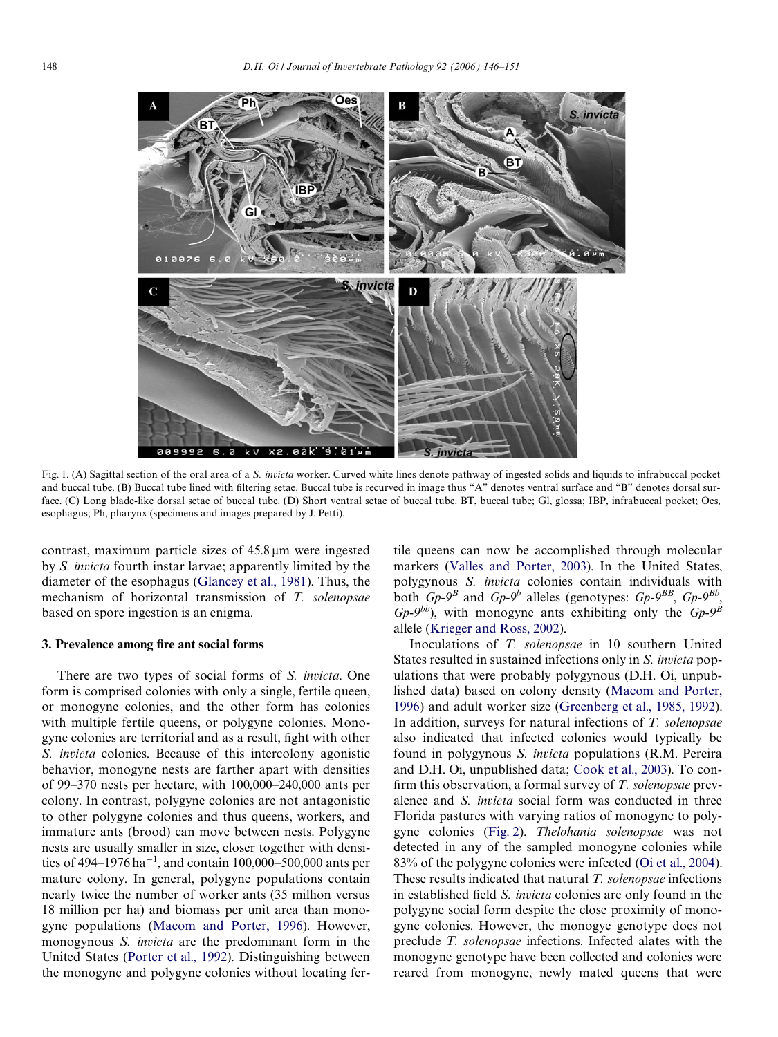Fig. 1. (A) Sagittal section of the oral area of a *S. invicta* worker. Curved white lines denote pathway of ingested solids and liquids to infrabuccal pocket and buccal tube. (B) Buccal tube lined with filtering setae. Buccal tube is recurved in image thus "A" denotes ventral surface and "B" denotes dorsal surface. (C) Long blade-like dorsal setae of buccal tube. (D) Short ventral setae of buccal tube. BT, buccal tube; Gl, glossa; IBP, infrabuccal pocket; Oes, esophagus; Ph, pharynx (specimens and images prepared by J. Petti).

contrast, maximum particle sizes of 45.8 μm were ingested by *S. invicta* fourth instar larvae; apparently limited by the diameter of the esophagus (Glancey et al., 1981). Thus, the mechanism of horizontal transmission of *T. solenopsae* based on spore ingestion is an enigma.

## 3. Prevalence among fire ant social forms

There are two types of social forms of *S. invicta*. One form is comprised colonies with only a single, fertile queen, or monogyne colonies, and the other form has colonies with multiple fertile queens, or polygyne colonies. Monogyne colonies are territorial and as a result, fight with other *S. invicta* colonies. Because of this intercolony agonistic behavior, monogyne nests are farther apart with densities of 99–370 nests per hectare, with 100,000–240,000 ants per colony. In contrast, polygyne colonies are not antagonistic to other polygyne colonies and thus queens, workers, and immature ants (brood) can move between nests. Polygyne nests are usually smaller in size, closer together with densities of 494–1976 $ha^{-1}$, and contain 100,000–500,000 ants per mature colony. In general, polygyne populations contain nearly twice the number of worker ants (35 million versus 18 million per ha) and biomass per unit area than monogyne populations (Macom and Porter, 1996). However, monogynous *S. invicta* are the predominant form in the United States (Porter et al., 1992). Distinguishing between the monogyne and polygyne colonies without locating fertile queens can now be accomplished through molecular markers (Valles and Porter, 2003). In the United States, polygynous *S. invicta* colonies contain individuals with both $Gp\text{-}9^B$ and $Gp\text{-}9^b$ alleles (genotypes: $Gp\text{-}9^{BB}$, $Gp\text{-}9^{Bb}$, $Gp\text{-}9^{bb}$), with monogyne ants exhibiting only the $Gp\text{-}9^B$ allele (Krieger and Ross, 2002).

Inoculations of *T. solenopsae* in 10 southern United States resulted in sustained infections only in *S. invicta* populations that were probably polygynous (D.H. Oi, unpublished data) based on colony density (Macom and Porter, 1996) and adult worker size (Greenberg et al., 1985, 1992). In addition, surveys for natural infections of *T. solenopsae* also indicated that infected colonies would typically be found in polygynous *S. invicta* populations (R.M. Pereira and D.H. Oi, unpublished data; Cook et al., 2003). To confirm this observation, a formal survey of *T. solenopsae* prevalence and *S. invicta* social form was conducted in three Florida pastures with varying ratios of monogyne to polygyne colonies (Fig. 2). *Thelohania solenopsae* was not detected in any of the sampled monogyne colonies while 83% of the polygyne colonies were infected (Oi et al., 2004). These results indicated that natural *T. solenopsae* infections in established field *S. invicta* colonies are only found in the polygyne social form despite the close proximity of monogyne colonies. However, the monogye genotype does not preclude *T. solenopsae* infections. Infected alates with the monogyne genotype have been collected and colonies were reared from monogyne, newly mated queens that were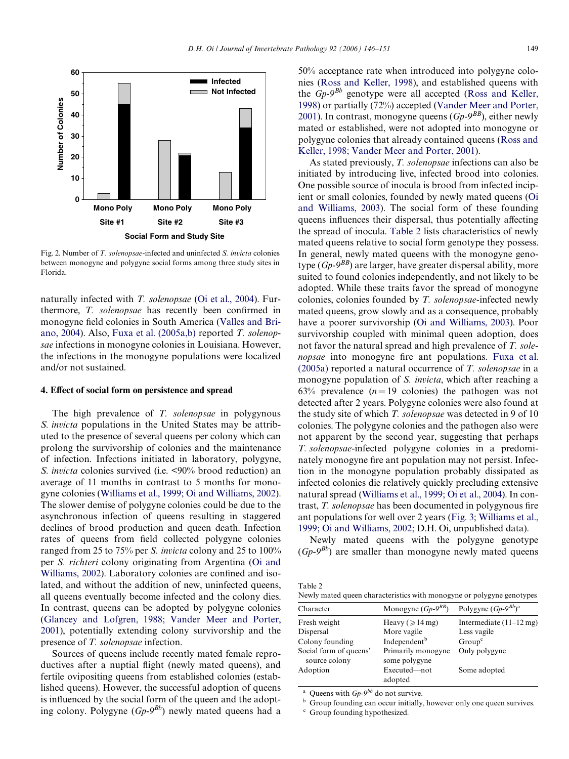Fig. 2. Number of *T. solenopsae*-infected and uninfected *S. invicta* colonies between monogyne and polygyne social forms among three study sites in Florida.

naturally infected with *T. solenopsae* (Oi et al., 2004). Furthermore, *T. solenopsae* has recently been confirmed in monogyne field colonies in South America (Valles and Briano, 2004). Also, Fuxa et al. (2005a,b) reported *T. solenopsae* infections in monogyne colonies in Louisiana. However, the infections in the monogyne populations were localized and/or not sustained.

## 4. Effect of social form on persistence and spread

The high prevalence of *T. solenopsae* in polygynous *S. invicta* populations in the United States may be attributed to the presence of several queens per colony which can prolong the survivorship of colonies and the maintenance of infection. Infections initiated in laboratory, polygyne, *S. invicta* colonies survived (i.e. <90% brood reduction) an average of 11 months in contrast to 5 months for monogyne colonies (Williams et al., 1999; Oi and Williams, 2002). The slower demise of polygyne colonies could be due to the asynchronous infection of queens resulting in staggered declines of brood production and queen death. Infection rates of queens from field collected polygyne colonies ranged from 25 to 75% per *S. invicta* colony and 25 to 100% per *S. richteri* colony originating from Argentina (Oi and Williams, 2002). Laboratory colonies are confined and isolated, and without the addition of new, uninfected queens, all queens eventually become infected and the colony dies. In contrast, queens can be adopted by polygyne colonies (Glancey and Lofgren, 1988; Vander Meer and Porter, 2001), potentially extending colony survivorship and the presence of *T. solenopsae* infection.

Sources of queens include recently mated female reproductives after a nuptial flight (newly mated queens), and fertile ovipositing queens from established colonies (established queens). However, the successful adoption of queens is influenced by the social form of the queen and the adopting colony. Polygyne ($Gp$-$9^{Bb}$) newly mated queens had a 50% acceptance rate when introduced into polygyne colonies (Ross and Keller, 1998), and established queens with the $Gp$-$9^{Bb}$ genotype were all accepted (Ross and Keller, 1998) or partially (72%) accepted (Vander Meer and Porter, 2001). In contrast, monogyne queens ($Gp$-$9^{BB}$), either newly mated or established, were not adopted into monogyne or polygyne colonies that already contained queens (Ross and Keller, 1998; Vander Meer and Porter, 2001).

As stated previously, *T. solenopsae* infections can also be initiated by introducing live, infected brood into colonies. One possible source of inocula is brood from infected incipient or small colonies, founded by newly mated queens (Oi and Williams, 2003). The social form of these founding queens influences their dispersal, thus potentially affecting the spread of inocula. Table 2 lists characteristics of newly mated queens relative to social form genotype they possess. In general, newly mated queens with the monogyne genotype ($Gp$-$9^{BB}$) are larger, have greater dispersal ability, more suited to found colonies independently, and not likely to be adopted. While these traits favor the spread of monogyne colonies, colonies founded by *T. solenopsae*-infected newly mated queens, grow slowly and as a consequence, probably have a poorer survivorship (Oi and Williams, 2003). Poor survivorship coupled with minimal queen adoption, does not favor the natural spread and high prevalence of *T. solenopsae* into monogyne fire ant populations. Fuxa et al. (2005a) reported a natural occurrence of *T. solenopsae* in a monogyne population of *S. invicta*, which after reaching a 63% prevalence ($n = 19$ colonies) the pathogen was not detected after 2 years. Polygyne colonies were also found at the study site of which *T. solenopsae* was detected in 9 of 10 colonies. The polygyne colonies and the pathogen also were not apparent by the second year, suggesting that perhaps *T. solenopsae*-infected polygyne colonies in a predominately monogyne fire ant population may not persist. Infection in the monogyne population probably dissipated as infected colonies die relatively quickly precluding extensive natural spread (Williams et al., 1999; Oi et al., 2004). In contrast, *T. solenopsae* has been documented in polygynous fire ant populations for well over 2 years (Fig. 3; Williams et al., 1999; Oi and Williams, 2002; D.H. Oi, unpublished data).

Newly mated queens with the polygyne genotype ($Gp$-$9^{Bb}$) are smaller than monogyne newly mated queens

Table 2
Newly mated queen characteristics with monogyne or polygyne genotypes

| Character | Monogyne ($Gp$-$9^{BB}$) | Polygyne ($Gp$-$9^{Bb}$)[a] |
|---|---|---|
| Fresh weight | Heavy (⩾14 mg) | Intermediate (11–12 mg) |
| Dispersal | More vagile | Less vagile |
| Colony founding | Independent[b] | Group[c] |
| Social form of queens' source colony | Primarily monogyne some polygyne | Only polygyne |
| Adoption | Executed—not adopted | Some adopted |

[a] Queens with $Gp$-$9^{bb}$ do not survive.
[b] Group founding can occur initially, however only one queen survives.
[c] Group founding hypothesized.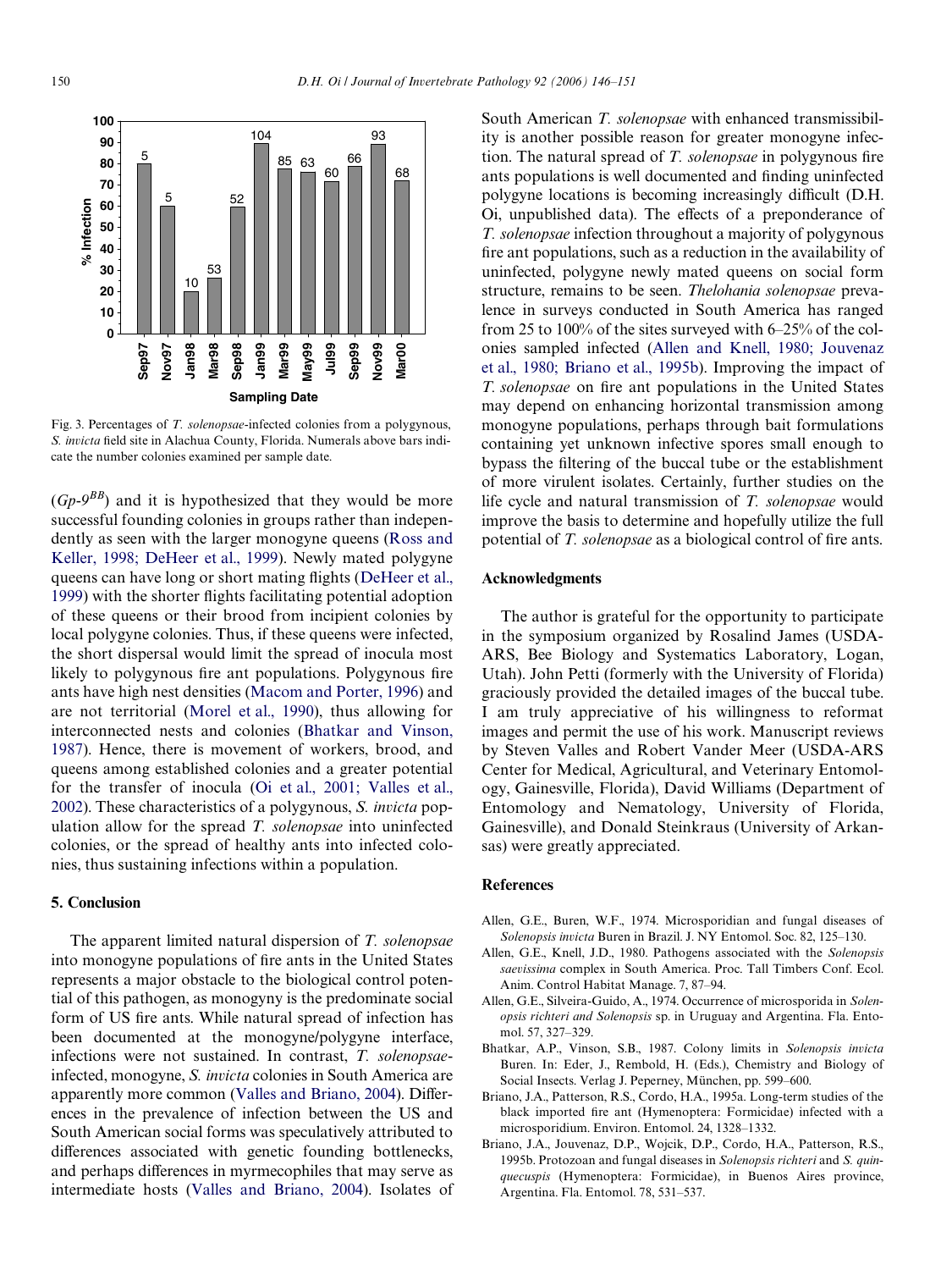Fig. 3. Percentages of *T. solenopsae*-infected colonies from a polygynous, *S. invicta* field site in Alachua County, Florida. Numerals above bars indicate the number colonies examined per sample date.

($Gp\text{-}9^{BB}$) and it is hypothesized that they would be more successful founding colonies in groups rather than independently as seen with the larger monogyne queens (Ross and Keller, 1998; DeHeer et al., 1999). Newly mated polygyne queens can have long or short mating flights (DeHeer et al., 1999) with the shorter flights facilitating potential adoption of these queens or their brood from incipient colonies by local polygyne colonies. Thus, if these queens were infected, the short dispersal would limit the spread of inocula most likely to polygynous fire ant populations. Polygynous fire ants have high nest densities (Macom and Porter, 1996) and are not territorial (Morel et al., 1990), thus allowing for interconnected nests and colonies (Bhatkar and Vinson, 1987). Hence, there is movement of workers, brood, and queens among established colonies and a greater potential for the transfer of inocula (Oi et al., 2001; Valles et al., 2002). These characteristics of a polygynous, *S. invicta* population allow for the spread *T. solenopsae* into uninfected colonies, or the spread of healthy ants into infected colonies, thus sustaining infections within a population.

## 5. Conclusion

The apparent limited natural dispersion of *T. solenopsae* into monogyne populations of fire ants in the United States represents a major obstacle to the biological control potential of this pathogen, as monogyny is the predominate social form of US fire ants. While natural spread of infection has been documented at the monogyne/polygyne interface, infections were not sustained. In contrast, *T. solenopsae*-infected, monogyne, *S. invicta* colonies in South America are apparently more common (Valles and Briano, 2004). Differences in the prevalence of infection between the US and South American social forms was speculatively attributed to differences associated with genetic founding bottlenecks, and perhaps differences in myrmecophiles that may serve as intermediate hosts (Valles and Briano, 2004). Isolates of South American *T. solenopsae* with enhanced transmissibility is another possible reason for greater monogyne infection. The natural spread of *T. solenopsae* in polygynous fire ants populations is well documented and finding uninfected polygyne locations is becoming increasingly difficult (D.H. Oi, unpublished data). The effects of a preponderance of *T. solenopsae* infection throughout a majority of polygynous fire ant populations, such as a reduction in the availability of uninfected, polygyne newly mated queens on social form structure, remains to be seen. *Thelohania solenopsae* prevalence in surveys conducted in South America has ranged from 25 to 100% of the sites surveyed with 6–25% of the colonies sampled infected (Allen and Knell, 1980; Jouvenaz et al., 1980; Briano et al., 1995b). Improving the impact of *T. solenopsae* on fire ant populations in the United States may depend on enhancing horizontal transmission among monogyne populations, perhaps through bait formulations containing yet unknown infective spores small enough to bypass the filtering of the buccal tube or the establishment of more virulent isolates. Certainly, further studies on the life cycle and natural transmission of *T. solenopsae* would improve the basis to determine and hopefully utilize the full potential of *T. solenopsae* as a biological control of fire ants.

## Acknowledgments

The author is grateful for the opportunity to participate in the symposium organized by Rosalind James (USDA-ARS, Bee Biology and Systematics Laboratory, Logan, Utah). John Petti (formerly with the University of Florida) graciously provided the detailed images of the buccal tube. I am truly appreciative of his willingness to reformat images and permit the use of his work. Manuscript reviews by Steven Valles and Robert Vander Meer (USDA-ARS Center for Medical, Agricultural, and Veterinary Entomology, Gainesville, Florida), David Williams (Department of Entomology and Nematology, University of Florida, Gainesville), and Donald Steinkraus (University of Arkansas) were greatly appreciated.

## References

Allen, G.E., Buren, W.F., 1974. Microsporidian and fungal diseases of *Solenopsis invicta* Buren in Brazil. J. NY Entomol. Soc. 82, 125–130.

Allen, G.E., Knell, J.D., 1980. Pathogens associated with the *Solenopsis saevissima* complex in South America. Proc. Tall Timbers Conf. Ecol. Anim. Control Habitat Manage. 7, 87–94.

Allen, G.E., Silveira-Guido, A., 1974. Occurrence of microsporida in *Solenopsis richteri and Solenopsis* sp. in Uruguay and Argentina. Fla. Entomol. 57, 327–329.

Bhatkar, A.P., Vinson, S.B., 1987. Colony limits in *Solenopsis invicta* Buren. In: Eder, J., Rembold, H. (Eds.), Chemistry and Biology of Social Insects. Verlag J. Peperney, München, pp. 599–600.

Briano, J.A., Patterson, R.S., Cordo, H.A., 1995a. Long-term studies of the black imported fire ant (Hymenoptera: Formicidae) infected with a microsporidium. Environ. Entomol. 24, 1328–1332.

Briano, J.A., Jouvenaz, D.P., Wojcik, D.P., Cordo, H.A., Patterson, R.S., 1995b. Protozoan and fungal diseases in *Solenopsis richteri* and *S. quinquecuspis* (Hymenoptera: Formicidae), in Buenos Aires province, Argentina. Fla. Entomol. 78, 531–537.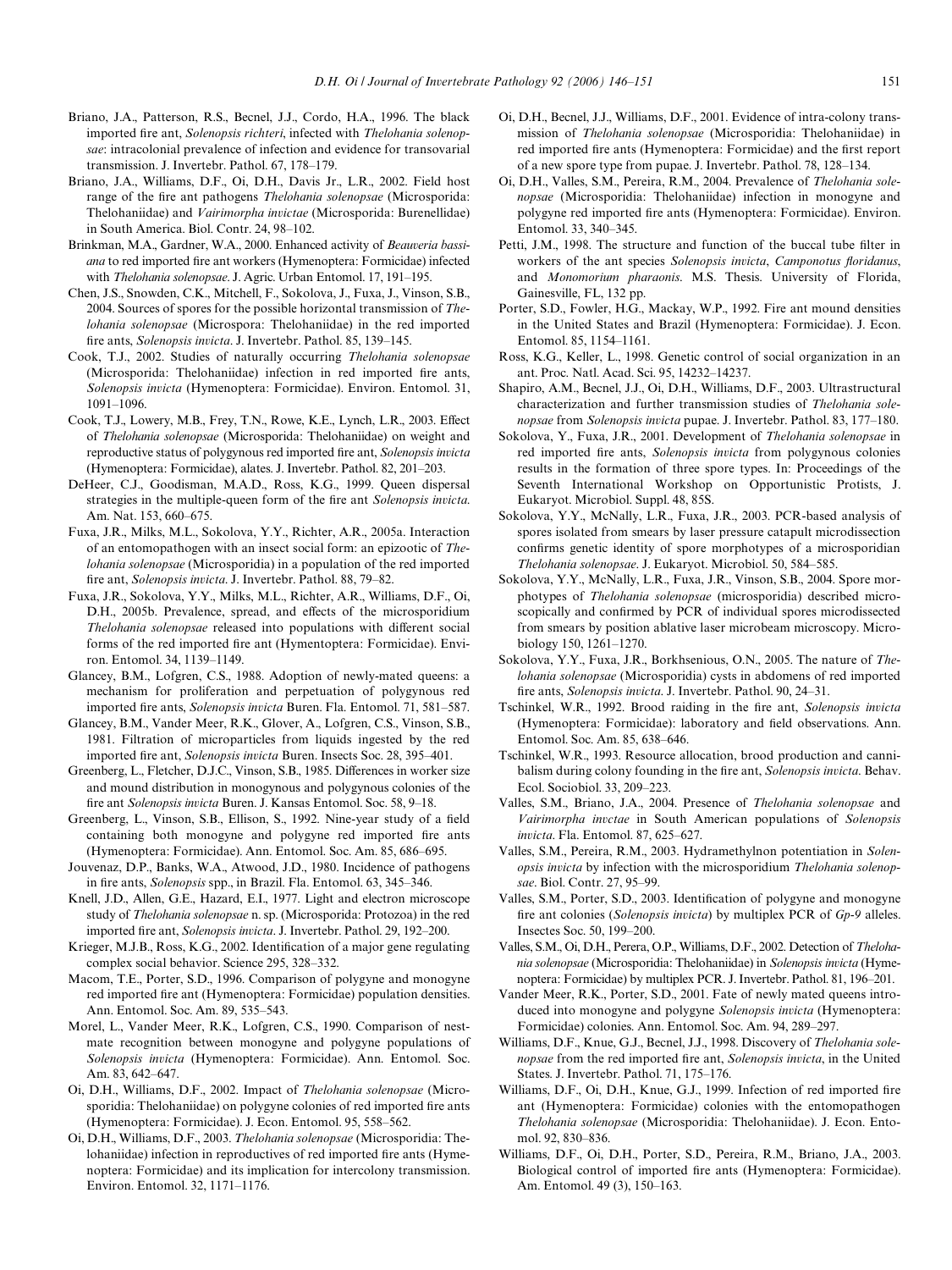Briano, J.A., Patterson, R.S., Becnel, J.J., Cordo, H.A., 1996. The black imported fire ant, *Solenopsis richteri*, infected with *Thelohania solenopsae*: intracolonial prevalence of infection and evidence for transovarial transmission. J. Invertebr. Pathol. 67, 178–179.

Briano, J.A., Williams, D.F., Oi, D.H., Davis Jr., L.R., 2002. Field host range of the fire ant pathogens *Thelohania solenopsae* (Microsporida: Thelohaniidae) and *Vairimorpha invictae* (Microsporida: Burenellidae) in South America. Biol. Contr. 24, 98–102.

Brinkman, M.A., Gardner, W.A., 2000. Enhanced activity of *Beauveria bassiana* to red imported fire ant workers (Hymenoptera: Formicidae) infected with *Thelohania solenopsae*. J. Agric. Urban Entomol. 17, 191–195.

Chen, J.S., Snowden, C.K., Mitchell, F., Sokolova, J., Fuxa, J., Vinson, S.B., 2004. Sources of spores for the possible horizontal transmission of *Thelohania solenopsae* (Microspora: Thelohaniidae) in the red imported fire ants, *Solenopsis invicta*. J. Invertebr. Pathol. 85, 139–145.

Cook, T.J., 2002. Studies of naturally occurring *Thelohania solenopsae* (Microsporida: Thelohaniidae) infection in red imported fire ants, *Solenopsis invicta* (Hymenoptera: Formicidae). Environ. Entomol. 31, 1091–1096.

Cook, T.J., Lowery, M.B., Frey, T.N., Rowe, K.E., Lynch, L.R., 2003. Effect of *Thelohania solenopsae* (Microsporida: Thelohaniidae) on weight and reproductive status of polygynous red imported fire ant, *Solenopsis invicta* (Hymenoptera: Formicidae), alates. J. Invertebr. Pathol. 82, 201–203.

DeHeer, C.J., Goodisman, M.A.D., Ross, K.G., 1999. Queen dispersal strategies in the multiple-queen form of the fire ant *Solenopsis invicta*. Am. Nat. 153, 660–675.

Fuxa, J.R., Milks, M.L., Sokolova, Y.Y., Richter, A.R., 2005a. Interaction of an entomopathogen with an insect social form: an epizootic of *Thelohania solenopsae* (Microsporidia) in a population of the red imported fire ant, *Solenopsis invicta*. J. Invertebr. Pathol. 88, 79–82.

Fuxa, J.R., Sokolova, Y.Y., Milks, M.L., Richter, A.R., Williams, D.F., Oi, D.H., 2005b. Prevalence, spread, and effects of the microsporidium *Thelohania solenopsae* released into populations with different social forms of the red imported fire ant (Hymentoptera: Formicidae). Environ. Entomol. 34, 1139–1149.

Glancey, B.M., Lofgren, C.S., 1988. Adoption of newly-mated queens: a mechanism for proliferation and perpetuation of polygynous red imported fire ants, *Solenopsis invicta* Buren. Fla. Entomol. 71, 581–587.

Glancey, B.M., Vander Meer, R.K., Glover, A., Lofgren, C.S., Vinson, S.B., 1981. Filtration of microparticles from liquids ingested by the red imported fire ant, *Solenopsis invicta* Buren. Insects Soc. 28, 395–401.

Greenberg, L., Fletcher, D.J.C., Vinson, S.B., 1985. Differences in worker size and mound distribution in monogynous and polygynous colonies of the fire ant *Solenopsis invicta* Buren. J. Kansas Entomol. Soc. 58, 9–18.

Greenberg, L., Vinson, S.B., Ellison, S., 1992. Nine-year study of a field containing both monogyne and polygyne red imported fire ants (Hymenoptera: Formicidae). Ann. Entomol. Soc. Am. 85, 686–695.

Jouvenaz, D.P., Banks, W.A., Atwood, J.D., 1980. Incidence of pathogens in fire ants, *Solenopsis* spp., in Brazil. Fla. Entomol. 63, 345–346.

Knell, J.D., Allen, G.E., Hazard, E.I., 1977. Light and electron microscope study of *Thelohania solenopsae* n. sp. (Microsporida: Protozoa) in the red imported fire ant, *Solenopsis invicta*. J. Invertebr. Pathol. 29, 192–200.

Krieger, M.J.B., Ross, K.G., 2002. Identification of a major gene regulating complex social behavior. Science 295, 328–332.

Macom, T.E., Porter, S.D., 1996. Comparison of polygyne and monogyne red imported fire ant (Hymenoptera: Formicidae) population densities. Ann. Entomol. Soc. Am. 89, 535–543.

Morel, L., Vander Meer, R.K., Lofgren, C.S., 1990. Comparison of nestmate recognition between monogyne and polygyne populations of *Solenopsis invicta* (Hymenoptera: Formicidae). Ann. Entomol. Soc. Am. 83, 642–647.

Oi, D.H., Williams, D.F., 2002. Impact of *Thelohania solenopsae* (Microsporidia: Thelohaniidae) on polygyne colonies of red imported fire ants (Hymenoptera: Formicidae). J. Econ. Entomol. 95, 558–562.

Oi, D.H., Williams, D.F., 2003. *Thelohania solenopsae* (Microsporidia: Thelohaniidae) infection in reproductives of red imported fire ants (Hymenoptera: Formicidae) and its implication for intercolony transmission. Environ. Entomol. 32, 1171–1176.

Oi, D.H., Becnel, J.J., Williams, D.F., 2001. Evidence of intra-colony transmission of *Thelohania solenopsae* (Microsporidia: Thelohaniidae) in red imported fire ants (Hymenoptera: Formicidae) and the first report of a new spore type from pupae. J. Invertebr. Pathol. 78, 128–134.

Oi, D.H., Valles, S.M., Pereira, R.M., 2004. Prevalence of *Thelohania solenopsae* (Microsporidia: Thelohaniidae) infection in monogyne and polygyne red imported fire ants (Hymenoptera: Formicidae). Environ. Entomol. 33, 340–345.

Petti, J.M., 1998. The structure and function of the buccal tube filter in workers of the ant species *Solenopsis invicta*, *Camponotus floridanus*, and *Monomorium pharaonis*. M.S. Thesis. University of Florida, Gainesville, FL, 132 pp.

Porter, S.D., Fowler, H.G., Mackay, W.P., 1992. Fire ant mound densities in the United States and Brazil (Hymenoptera: Formicidae). J. Econ. Entomol. 85, 1154–1161.

Ross, K.G., Keller, L., 1998. Genetic control of social organization in an ant. Proc. Natl. Acad. Sci. 95, 14232–14237.

Shapiro, A.M., Becnel, J.J., Oi, D.H., Williams, D.F., 2003. Ultrastructural characterization and further transmission studies of *Thelohania solenopsae* from *Solenopsis invicta* pupae. J. Invertebr. Pathol. 83, 177–180.

Sokolova, Y., Fuxa, J.R., 2001. Development of *Thelohania solenopsae* in red imported fire ants, *Solenopsis invicta* from polygynous colonies results in the formation of three spore types. In: Proceedings of the Seventh International Workshop on Opportunistic Protists, J. Eukaryot. Microbiol. Suppl. 48, 85S.

Sokolova, Y.Y., McNally, L.R., Fuxa, J.R., 2003. PCR-based analysis of spores isolated from smears by laser pressure catapult microdissection confirms genetic identity of spore morphotypes of a microsporidian *Thelohania solenopsae*. J. Eukaryot. Microbiol. 50, 584–585.

Sokolova, Y.Y., McNally, L.R., Fuxa, J.R., Vinson, S.B., 2004. Spore morphotypes of *Thelohania solenopsae* (microsporidia) described microscopically and confirmed by PCR of individual spores microdissected from smears by position ablative laser microbeam microscopy. Microbiology 150, 1261–1270.

Sokolova, Y.Y., Fuxa, J.R., Borkhsenious, O.N., 2005. The nature of *Thelohania solenopsae* (Microsporidia) cysts in abdomens of red imported fire ants, *Solenopsis invicta*. J. Invertebr. Pathol. 90, 24–31.

Tschinkel, W.R., 1992. Brood raiding in the fire ant, *Solenopsis invicta* (Hymenoptera: Formicidae): laboratory and field observations. Ann. Entomol. Soc. Am. 85, 638–646.

Tschinkel, W.R., 1993. Resource allocation, brood production and cannibalism during colony founding in the fire ant, *Solenopsis invicta*. Behav. Ecol. Sociobiol. 33, 209–223.

Valles, S.M., Briano, J.A., 2004. Presence of *Thelohania solenopsae* and *Vairimorpha invctae* in South American populations of *Solenopsis invicta*. Fla. Entomol. 87, 625–627.

Valles, S.M., Pereira, R.M., 2003. Hydramethylnon potentiation in *Solenopsis invicta* by infection with the microsporidium *Thelohania solenopsae*. Biol. Contr. 27, 95–99.

Valles, S.M., Porter, S.D., 2003. Identification of polygyne and monogyne fire ant colonies (*Solenopsis invicta*) by multiplex PCR of *Gp-9* alleles. Insectes Soc. 50, 199–200.

Valles, S.M., Oi, D.H., Perera, O.P., Williams, D.F., 2002. Detection of *Thelohania solenopsae* (Microsporidia: Thelohaniidae) in *Solenopsis invicta* (Hymenoptera: Formicidae) by multiplex PCR. J. Invertebr. Pathol. 81, 196–201.

Vander Meer, R.K., Porter, S.D., 2001. Fate of newly mated queens introduced into monogyne and polygyne *Solenopsis invicta* (Hymenoptera: Formicidae) colonies. Ann. Entomol. Soc. Am. 94, 289–297.

Williams, D.F., Knue, G.J., Becnel, J.J., 1998. Discovery of *Thelohania solenopsae* from the red imported fire ant, *Solenopsis invicta*, in the United States. J. Invertebr. Pathol. 71, 175–176.

Williams, D.F., Oi, D.H., Knue, G.J., 1999. Infection of red imported fire ant (Hymenoptera: Formicidae) colonies with the entomopathogen *Thelohania solenopsae* (Microsporidia: Thelohaniidae). J. Econ. Entomol. 92, 830–836.

Williams, D.F., Oi, D.H., Porter, S.D., Pereira, R.M., Briano, J.A., 2003. Biological control of imported fire ants (Hymenoptera: Formicidae). Am. Entomol. 49 (3), 150–163.